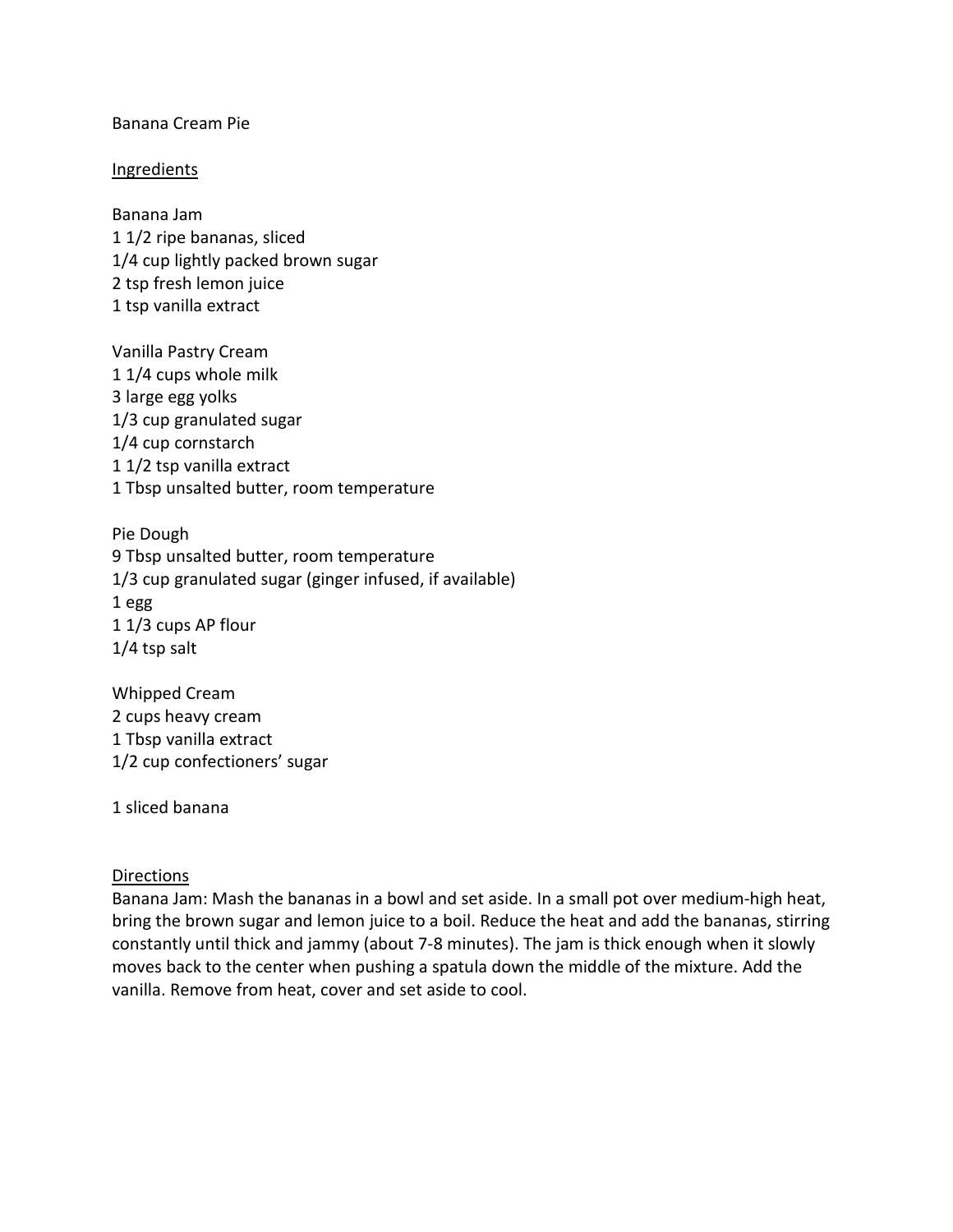# Banana Cream Pie

## Ingredients

### Banana Jam
1 1/2 ripe bananas, sliced
1/4 cup lightly packed brown sugar
2 tsp fresh lemon juice
1 tsp vanilla extract

### Vanilla Pastry Cream
1 1/4 cups whole milk
3 large egg yolks
1/3 cup granulated sugar
1/4 cup cornstarch
1 1/2 tsp vanilla extract
1 Tbsp unsalted butter, room temperature

### Pie Dough
9 Tbsp unsalted butter, room temperature
1/3 cup granulated sugar (ginger infused, if available)
1 egg
1 1/3 cups AP flour
1/4 tsp salt

### Whipped Cream
2 cups heavy cream
1 Tbsp vanilla extract
1/2 cup confectioners' sugar

1 sliced banana

## Directions

Banana Jam: Mash the bananas in a bowl and set aside. In a small pot over medium-high heat, bring the brown sugar and lemon juice to a boil. Reduce the heat and add the bananas, stirring constantly until thick and jammy (about 7-8 minutes). The jam is thick enough when it slowly moves back to the center when pushing a spatula down the middle of the mixture. Add the vanilla. Remove from heat, cover and set aside to cool.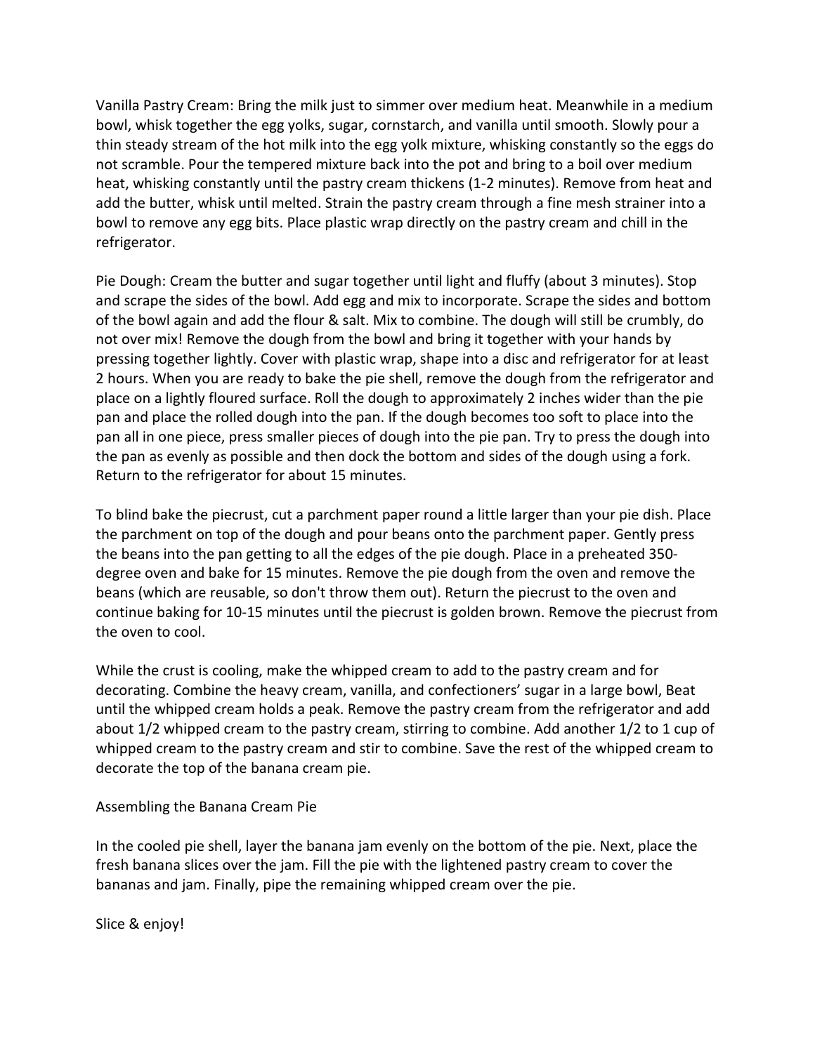Vanilla Pastry Cream: Bring the milk just to simmer over medium heat. Meanwhile in a medium bowl, whisk together the egg yolks, sugar, cornstarch, and vanilla until smooth. Slowly pour a thin steady stream of the hot milk into the egg yolk mixture, whisking constantly so the eggs do not scramble. Pour the tempered mixture back into the pot and bring to a boil over medium heat, whisking constantly until the pastry cream thickens (1-2 minutes). Remove from heat and add the butter, whisk until melted. Strain the pastry cream through a fine mesh strainer into a bowl to remove any egg bits. Place plastic wrap directly on the pastry cream and chill in the refrigerator.

Pie Dough: Cream the butter and sugar together until light and fluffy (about 3 minutes). Stop and scrape the sides of the bowl. Add egg and mix to incorporate. Scrape the sides and bottom of the bowl again and add the flour & salt. Mix to combine. The dough will still be crumbly, do not over mix! Remove the dough from the bowl and bring it together with your hands by pressing together lightly. Cover with plastic wrap, shape into a disc and refrigerator for at least 2 hours. When you are ready to bake the pie shell, remove the dough from the refrigerator and place on a lightly floured surface. Roll the dough to approximately 2 inches wider than the pie pan and place the rolled dough into the pan. If the dough becomes too soft to place into the pan all in one piece, press smaller pieces of dough into the pie pan. Try to press the dough into the pan as evenly as possible and then dock the bottom and sides of the dough using a fork. Return to the refrigerator for about 15 minutes.

To blind bake the piecrust, cut a parchment paper round a little larger than your pie dish. Place the parchment on top of the dough and pour beans onto the parchment paper. Gently press the beans into the pan getting to all the edges of the pie dough. Place in a preheated 350-degree oven and bake for 15 minutes. Remove the pie dough from the oven and remove the beans (which are reusable, so don't throw them out). Return the piecrust to the oven and continue baking for 10-15 minutes until the piecrust is golden brown. Remove the piecrust from the oven to cool.

While the crust is cooling, make the whipped cream to add to the pastry cream and for decorating. Combine the heavy cream, vanilla, and confectioners' sugar in a large bowl, Beat until the whipped cream holds a peak. Remove the pastry cream from the refrigerator and add about 1/2 whipped cream to the pastry cream, stirring to combine. Add another 1/2 to 1 cup of whipped cream to the pastry cream and stir to combine. Save the rest of the whipped cream to decorate the top of the banana cream pie.

Assembling the Banana Cream Pie

In the cooled pie shell, layer the banana jam evenly on the bottom of the pie. Next, place the fresh banana slices over the jam. Fill the pie with the lightened pastry cream to cover the bananas and jam. Finally, pipe the remaining whipped cream over the pie.

Slice & enjoy!